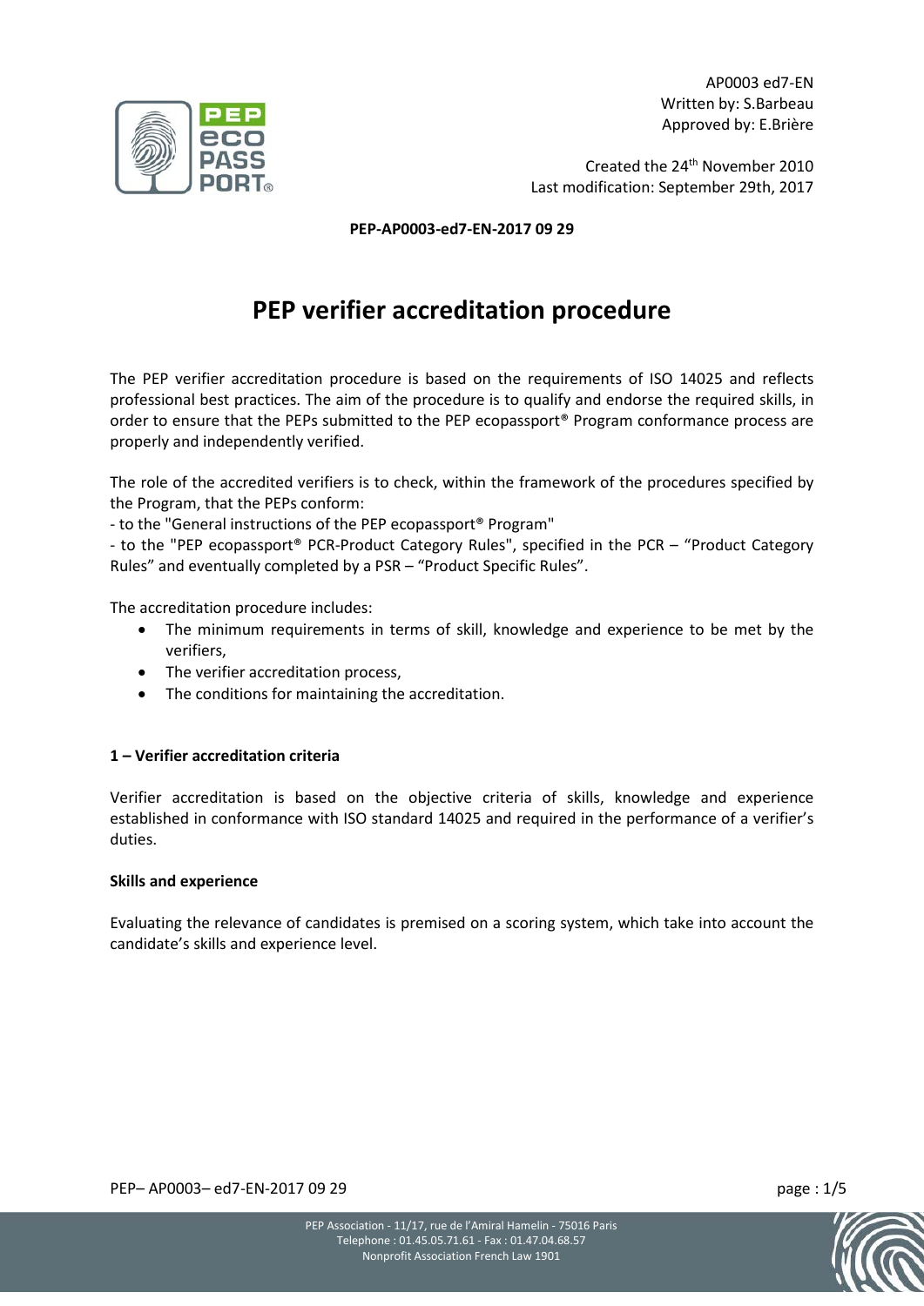AP0003 ed7-EN
Written by: S.Barbeau
Approved by: E.Brière

Created the 24th November 2010
Last modification: September 29th, 2017

**PEP-AP0003-ed7-EN-2017 09 29**

# PEP verifier accreditation procedure

The PEP verifier accreditation procedure is based on the requirements of ISO 14025 and reflects professional best practices. The aim of the procedure is to qualify and endorse the required skills, in order to ensure that the PEPs submitted to the PEP ecopassport® Program conformance process are properly and independently verified.

The role of the accredited verifiers is to check, within the framework of the procedures specified by the Program, that the PEPs conform:

- to the "General instructions of the PEP ecopassport® Program"
- to the "PEP ecopassport® PCR-Product Category Rules", specified in the PCR – "Product Category Rules" and eventually completed by a PSR – "Product Specific Rules".

The accreditation procedure includes:

- The minimum requirements in terms of skill, knowledge and experience to be met by the verifiers,
- The verifier accreditation process,
- The conditions for maintaining the accreditation.

## 1 – Verifier accreditation criteria

Verifier accreditation is based on the objective criteria of skills, knowledge and experience established in conformance with ISO standard 14025 and required in the performance of a verifier's duties.

### Skills and experience

Evaluating the relevance of candidates is premised on a scoring system, which take into account the candidate's skills and experience level.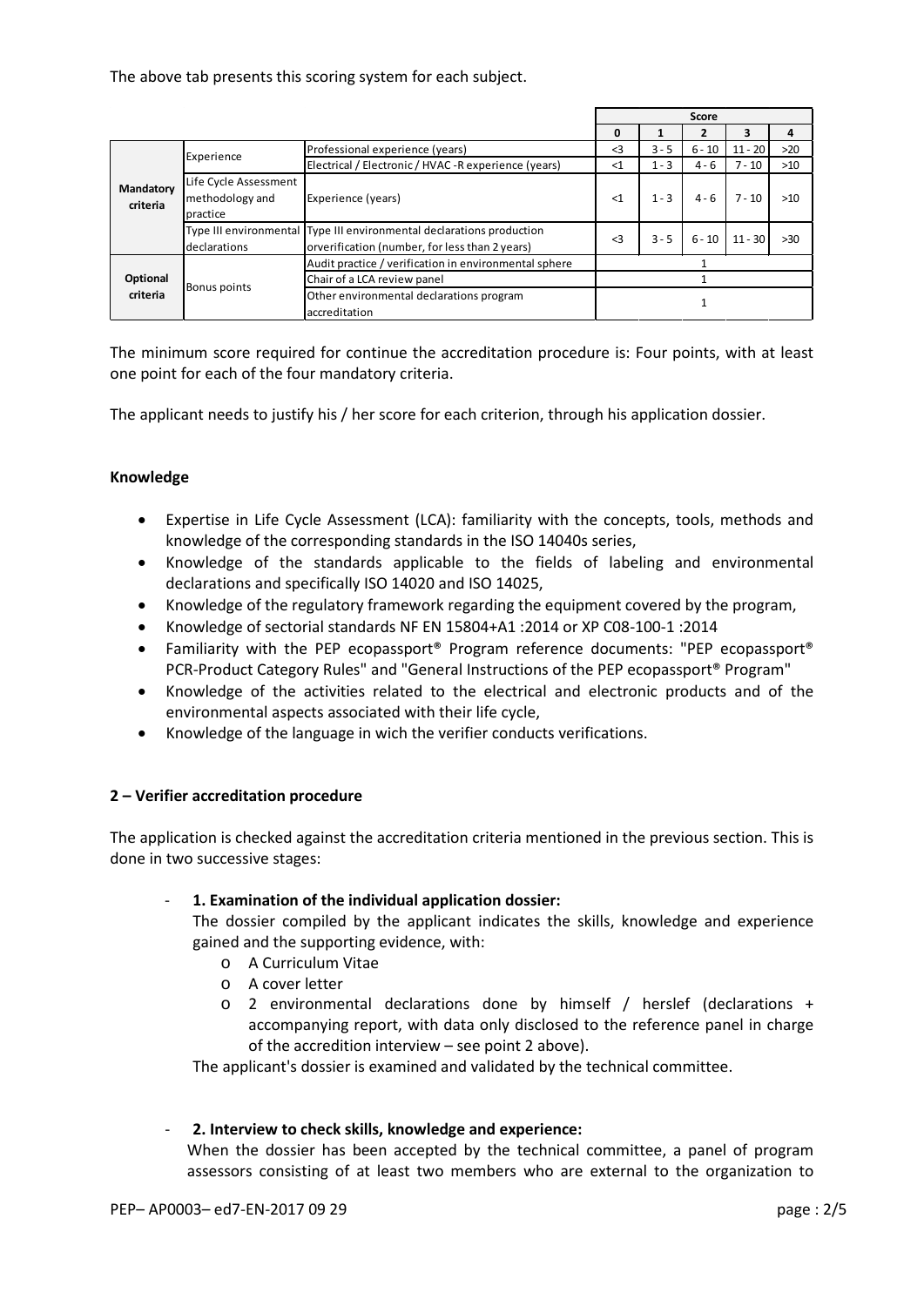The above tab presents this scoring system for each subject.

| | | | Score | | | | |
|---|---|---|---|---|---|---|---|
| | | | 0 | 1 | 2 | 3 | 4 |
| Mandatory criteria | Experience | Professional experience (years) | <3 | 3 - 5 | 6 - 10 | 11 - 20 | >20 |
| | | Electrical / Electronic / HVAC -R experience (years) | <1 | 1 - 3 | 4 - 6 | 7 - 10 | >10 |
| | Life Cycle Assessment methodology and practice | Experience (years) | <1 | 1 - 3 | 4 - 6 | 7 - 10 | >10 |
| | Type III environmental declarations | Type III environmental declarations production orverification (number, for less than 2 years) | <3 | 3 - 5 | 6 - 10 | 11 - 30 | >30 |
| Optional criteria | Bonus points | Audit practice / verification in environmental sphere | 1 | | | | |
| | | Chair of a LCA review panel | 1 | | | | |
| | | Other environmental declarations program accreditation | 1 | | | | |

The minimum score required for continue the accreditation procedure is: Four points, with at least one point for each of the four mandatory criteria.

The applicant needs to justify his / her score for each criterion, through his application dossier.

**Knowledge**

- Expertise in Life Cycle Assessment (LCA): familiarity with the concepts, tools, methods and knowledge of the corresponding standards in the ISO 14040s series,
- Knowledge of the standards applicable to the fields of labeling and environmental declarations and specifically ISO 14020 and ISO 14025,
- Knowledge of the regulatory framework regarding the equipment covered by the program,
- Knowledge of sectorial standards NF EN 15804+A1 :2014 or XP C08-100-1 :2014
- Familiarity with the PEP ecopassport® Program reference documents: "PEP ecopassport® PCR-Product Category Rules" and "General Instructions of the PEP ecopassport® Program"
- Knowledge of the activities related to the electrical and electronic products and of the environmental aspects associated with their life cycle,
- Knowledge of the language in wich the verifier conducts verifications.

**2 – Verifier accreditation procedure**

The application is checked against the accreditation criteria mentioned in the previous section. This is done in two successive stages:

- **1. Examination of the individual application dossier:**
  The dossier compiled by the applicant indicates the skills, knowledge and experience gained and the supporting evidence, with:
  - A Curriculum Vitae
  - A cover letter
  - 2 environmental declarations done by himself / herslef (declarations + accompanying report, with data only disclosed to the reference panel in charge of the accredition interview – see point 2 above).

  The applicant's dossier is examined and validated by the technical committee.

- **2. Interview to check skills, knowledge and experience:**
  When the dossier has been accepted by the technical committee, a panel of program assessors consisting of at least two members who are external to the organization to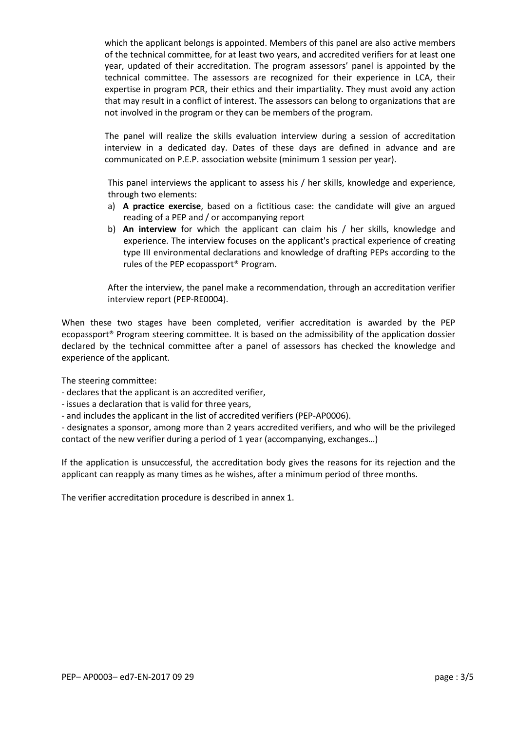which the applicant belongs is appointed. Members of this panel are also active members of the technical committee, for at least two years, and accredited verifiers for at least one year, updated of their accreditation. The program assessors' panel is appointed by the technical committee. The assessors are recognized for their experience in LCA, their expertise in program PCR, their ethics and their impartiality. They must avoid any action that may result in a conflict of interest. The assessors can belong to organizations that are not involved in the program or they can be members of the program.

The panel will realize the skills evaluation interview during a session of accreditation interview in a dedicated day. Dates of these days are defined in advance and are communicated on P.E.P. association website (minimum 1 session per year).

This panel interviews the applicant to assess his / her skills, knowledge and experience, through two elements:

a) **A practice exercise**, based on a fictitious case: the candidate will give an argued reading of a PEP and / or accompanying report
b) **An interview** for which the applicant can claim his / her skills, knowledge and experience. The interview focuses on the applicant's practical experience of creating type III environmental declarations and knowledge of drafting PEPs according to the rules of the PEP ecopassport® Program.

After the interview, the panel make a recommendation, through an accreditation verifier interview report (PEP-RE0004).

When these two stages have been completed, verifier accreditation is awarded by the PEP ecopassport® Program steering committee. It is based on the admissibility of the application dossier declared by the technical committee after a panel of assessors has checked the knowledge and experience of the applicant.

The steering committee:

- declares that the applicant is an accredited verifier,
- issues a declaration that is valid for three years,
- and includes the applicant in the list of accredited verifiers (PEP-AP0006).
- designates a sponsor, among more than 2 years accredited verifiers, and who will be the privileged contact of the new verifier during a period of 1 year (accompanying, exchanges…)

If the application is unsuccessful, the accreditation body gives the reasons for its rejection and the applicant can reapply as many times as he wishes, after a minimum period of three months.

The verifier accreditation procedure is described in annex 1.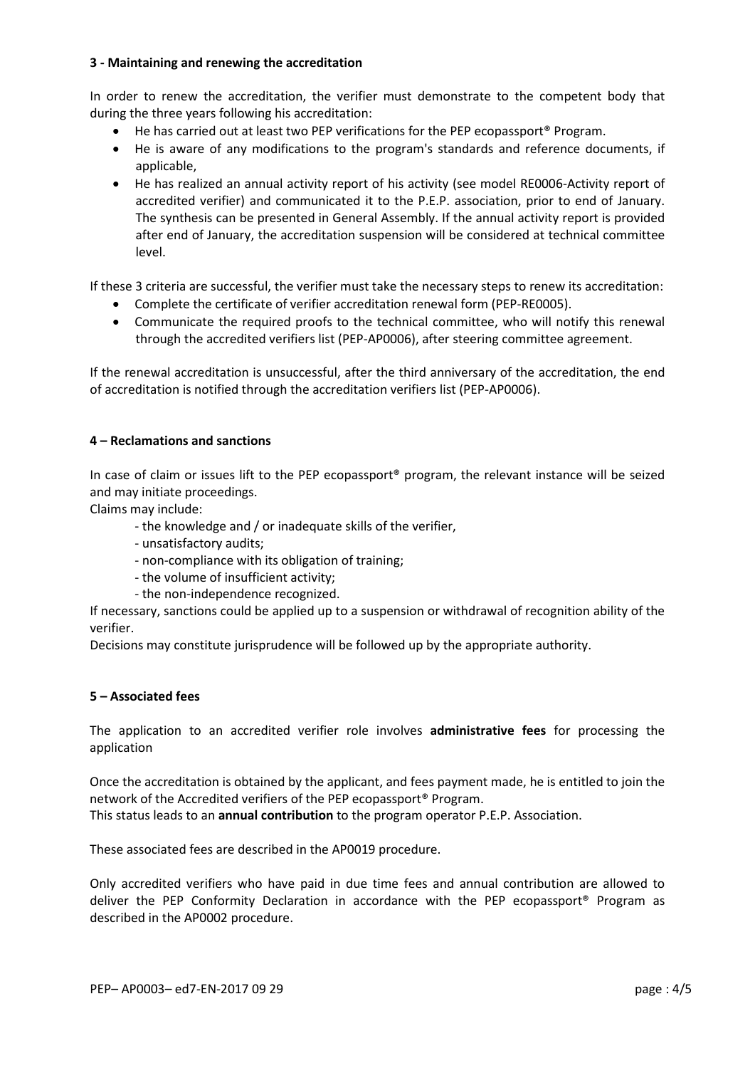### 3 - Maintaining and renewing the accreditation

In order to renew the accreditation, the verifier must demonstrate to the competent body that during the three years following his accreditation:

- He has carried out at least two PEP verifications for the PEP ecopassport® Program.
- He is aware of any modifications to the program's standards and reference documents, if applicable,
- He has realized an annual activity report of his activity (see model RE0006-Activity report of accredited verifier) and communicated it to the P.E.P. association, prior to end of January. The synthesis can be presented in General Assembly. If the annual activity report is provided after end of January, the accreditation suspension will be considered at technical committee level.

If these 3 criteria are successful, the verifier must take the necessary steps to renew its accreditation:

- Complete the certificate of verifier accreditation renewal form (PEP-RE0005).
- Communicate the required proofs to the technical committee, who will notify this renewal through the accredited verifiers list (PEP-AP0006), after steering committee agreement.

If the renewal accreditation is unsuccessful, after the third anniversary of the accreditation, the end of accreditation is notified through the accreditation verifiers list (PEP-AP0006).

### 4 – Reclamations and sanctions

In case of claim or issues lift to the PEP ecopassport® program, the relevant instance will be seized and may initiate proceedings.

Claims may include:

- the knowledge and / or inadequate skills of the verifier,
- unsatisfactory audits;
- non-compliance with its obligation of training;
- the volume of insufficient activity;
- the non-independence recognized.

If necessary, sanctions could be applied up to a suspension or withdrawal of recognition ability of the verifier.

Decisions may constitute jurisprudence will be followed up by the appropriate authority.

### 5 – Associated fees

The application to an accredited verifier role involves **administrative fees** for processing the application

Once the accreditation is obtained by the applicant, and fees payment made, he is entitled to join the network of the Accredited verifiers of the PEP ecopassport® Program.

This status leads to an **annual contribution** to the program operator P.E.P. Association.

These associated fees are described in the AP0019 procedure.

Only accredited verifiers who have paid in due time fees and annual contribution are allowed to deliver the PEP Conformity Declaration in accordance with the PEP ecopassport® Program as described in the AP0002 procedure.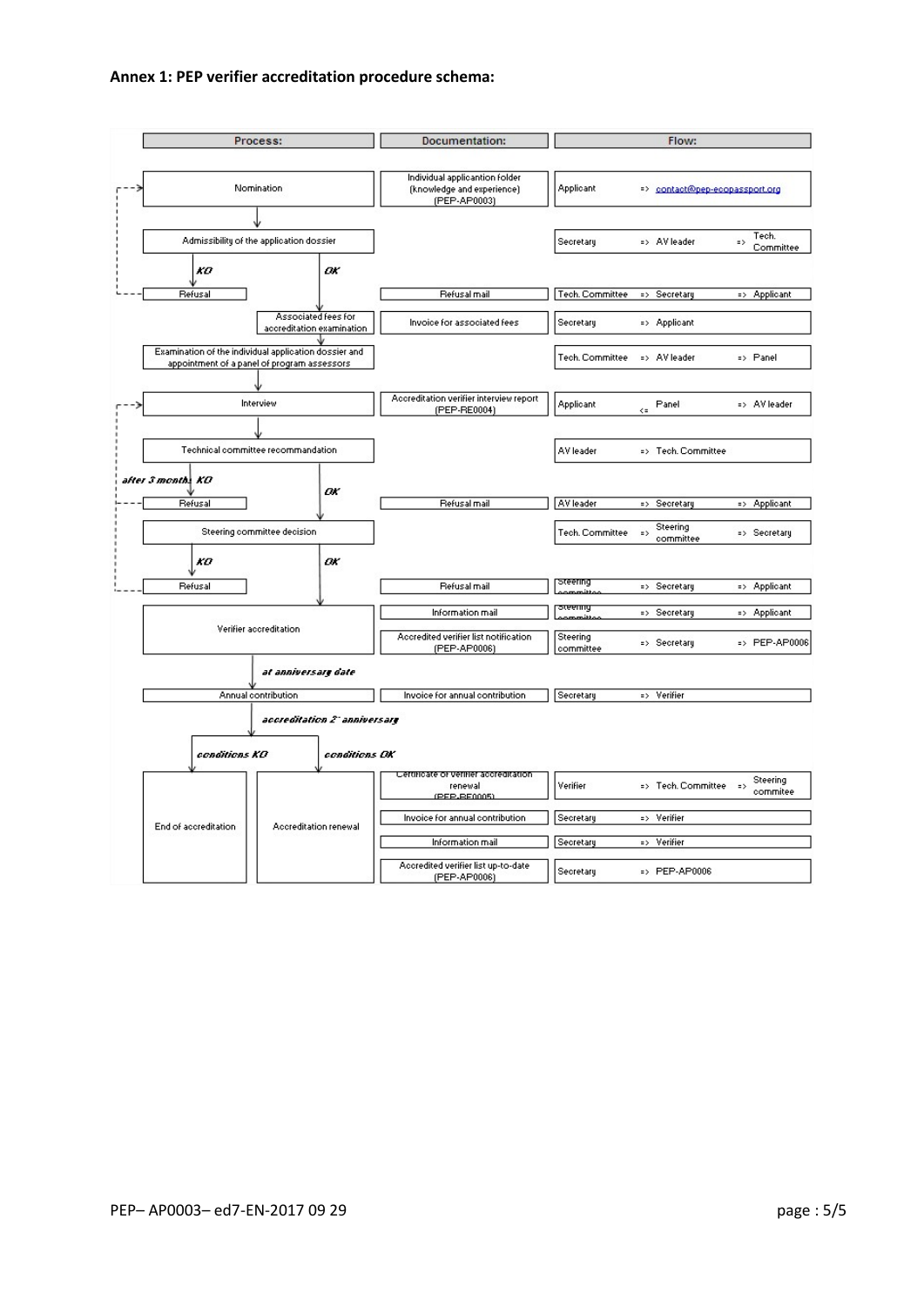**Annex 1: PEP verifier accreditation procedure schema:**

| Process: | Documentation: | Flow: |
| --- | --- | --- |
| Nomination | Individual applicantion folder (knowledge and experience) (PEP-AP0003) | Applicant => contact@pep-ecopassport.org |
| Admissibility of the application dossier | | Secretary => AV leader => Tech. Committee |
| KO: Refusal | Refusal mail | Tech. Committee => Secretary => Applicant |
| OK: Associated fees for accreditation examination | Invoice for associated fees | Secretary => Applicant |
| Examination of the individual application dossier and appointment of a panel of program assessors | | Tech. Committee => AV leader => Panel |
| Interview | Accreditation verifier interview report (PEP-RE0004) | Applicant <= Panel => AV leader |
| Technical committee recommandation | | AV leader => Tech. Committee |
| after 3 month: KO: Refusal | Refusal mail | AV leader => Secretary => Applicant |
| OK: Steering committee decision | | Tech. Committee => Steering committee => Secretary |
| KO: Refusal | Refusal mail | Steering committee => Secretary => Applicant |
| OK: Verifier accreditation | Information mail | Steering committee => Secretary => Applicant |
| | Accredited verifier list notification (PEP-AP0006) | Steering committee => Secretary => PEP-AP0006 |
| at anniversary date: Annual contribution | Invoice for annual contribution | Secretary => Verifier |
| accreditation 2° anniversary: conditions KO: End of accreditation / conditions OK: Accreditation renewal | Certificate of verifier accreditation renewal (PEP-RE0005) | Verifier => Tech. Committee => Steering commitee |
| | Invoice for annual contribution | Secretary => Verifier |
| | Information mail | Secretary => Verifier |
| | Accredited verifier list up-to-date (PEP-AP0006) | Secretary => PEP-AP0006 |